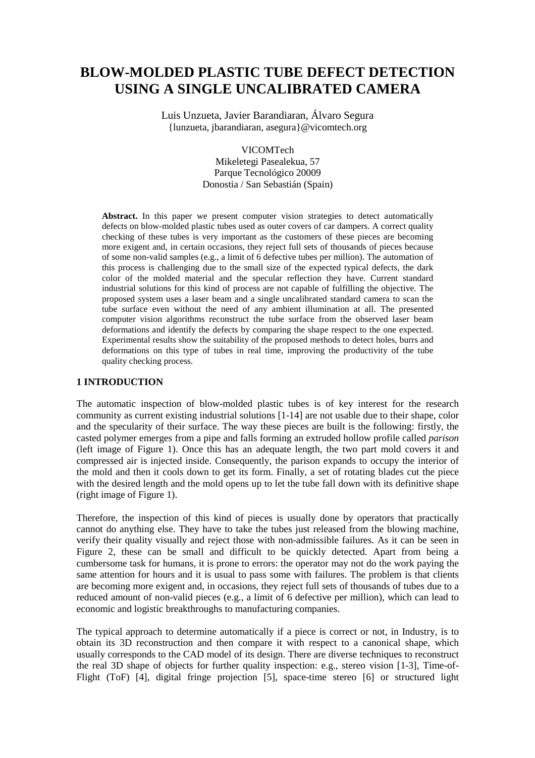# BLOW-MOLDED PLASTIC TUBE DEFECT DETECTION USING A SINGLE UNCALIBRATED CAMERA

Luis Unzueta, Javier Barandiaran, Álvaro Segura
{lunzueta, jbarandiaran, asegura}@vicomtech.org

VICOMTech
Mikeletegi Pasealekua, 57
Parque Tecnológico 20009
Donostia / San Sebastián (Spain)

**Abstract.** In this paper we present computer vision strategies to detect automatically defects on blow-molded plastic tubes used as outer covers of car dampers. A correct quality checking of these tubes is very important as the customers of these pieces are becoming more exigent and, in certain occasions, they reject full sets of thousands of pieces because of some non-valid samples (e.g., a limit of 6 defective tubes per million). The automation of this process is challenging due to the small size of the expected typical defects, the dark color of the molded material and the specular reflection they have. Current standard industrial solutions for this kind of process are not capable of fulfilling the objective. The proposed system uses a laser beam and a single uncalibrated standard camera to scan the tube surface even without the need of any ambient illumination at all. The presented computer vision algorithms reconstruct the tube surface from the observed laser beam deformations and identify the defects by comparing the shape respect to the one expected. Experimental results show the suitability of the proposed methods to detect holes, burrs and deformations on this type of tubes in real time, improving the productivity of the tube quality checking process.

## 1 INTRODUCTION

The automatic inspection of blow-molded plastic tubes is of key interest for the research community as current existing industrial solutions [1-14] are not usable due to their shape, color and the specularity of their surface. The way these pieces are built is the following: firstly, the casted polymer emerges from a pipe and falls forming an extruded hollow profile called *parison* (left image of Figure 1). Once this has an adequate length, the two part mold covers it and compressed air is injected inside. Consequently, the parison expands to occupy the interior of the mold and then it cools down to get its form. Finally, a set of rotating blades cut the piece with the desired length and the mold opens up to let the tube fall down with its definitive shape (right image of Figure 1).

Therefore, the inspection of this kind of pieces is usually done by operators that practically cannot do anything else. They have to take the tubes just released from the blowing machine, verify their quality visually and reject those with non-admissible failures. As it can be seen in Figure 2, these can be small and difficult to be quickly detected. Apart from being a cumbersome task for humans, it is prone to errors: the operator may not do the work paying the same attention for hours and it is usual to pass some with failures. The problem is that clients are becoming more exigent and, in occasions, they reject full sets of thousands of tubes due to a reduced amount of non-valid pieces (e.g., a limit of 6 defective per million), which can lead to economic and logistic breakthroughs to manufacturing companies.

The typical approach to determine automatically if a piece is correct or not, in Industry, is to obtain its 3D reconstruction and then compare it with respect to a canonical shape, which usually corresponds to the CAD model of its design. There are diverse techniques to reconstruct the real 3D shape of objects for further quality inspection: e.g., stereo vision [1-3], Time-of-Flight (ToF) [4], digital fringe projection [5], space-time stereo [6] or structured light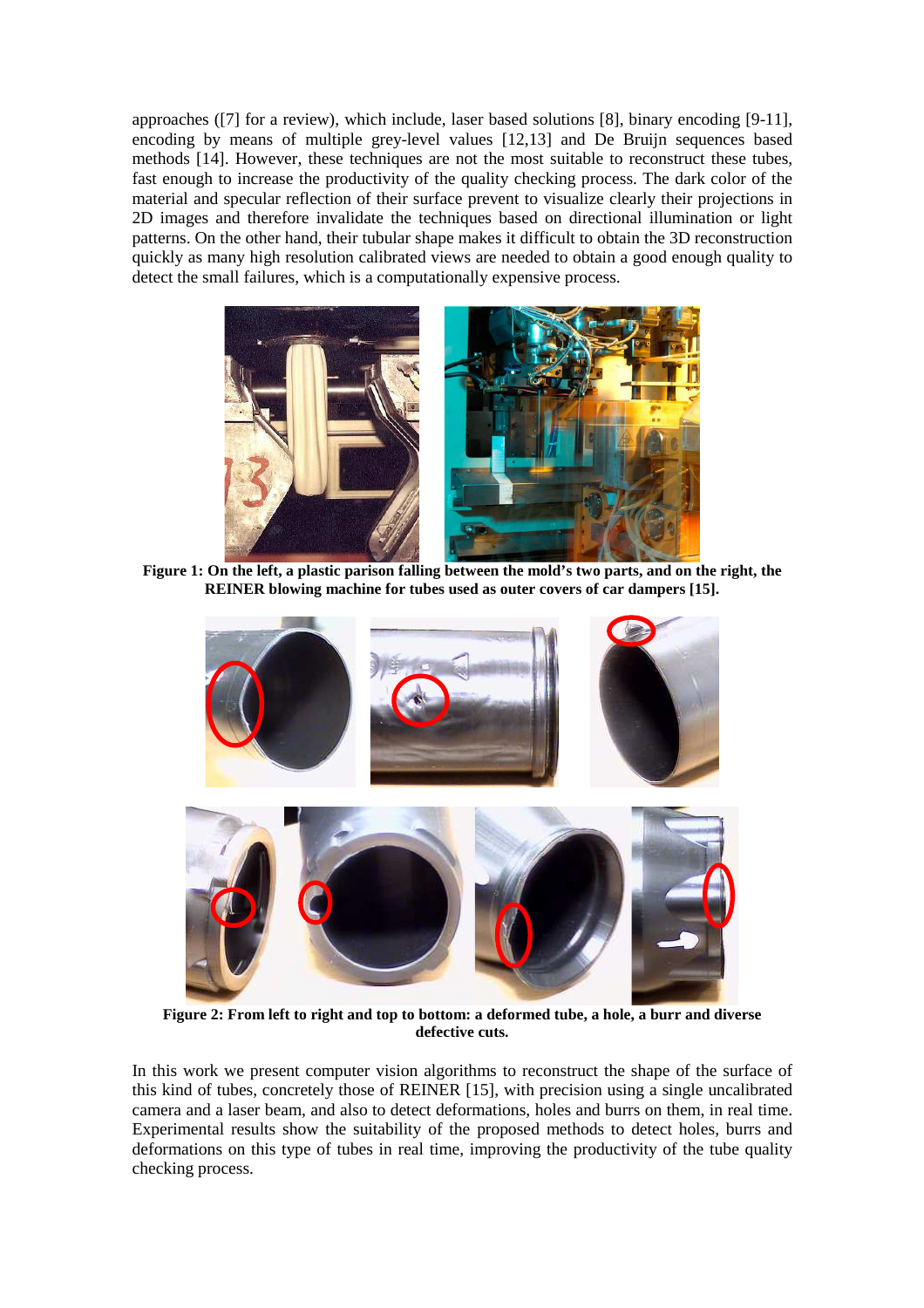approaches ([7] for a review), which include, laser based solutions [8], binary encoding [9-11], encoding by means of multiple grey-level values [12,13] and De Bruijn sequences based methods [14]. However, these techniques are not the most suitable to reconstruct these tubes, fast enough to increase the productivity of the quality checking process. The dark color of the material and specular reflection of their surface prevent to visualize clearly their projections in 2D images and therefore invalidate the techniques based on directional illumination or light patterns. On the other hand, their tubular shape makes it difficult to obtain the 3D reconstruction quickly as many high resolution calibrated views are needed to obtain a good enough quality to detect the small failures, which is a computationally expensive process.

**Figure 1: On the left, a plastic parison falling between the mold's two parts, and on the right, the REINER blowing machine for tubes used as outer covers of car dampers [15].**

**Figure 2: From left to right and top to bottom: a deformed tube, a hole, a burr and diverse defective cuts.**

In this work we present computer vision algorithms to reconstruct the shape of the surface of this kind of tubes, concretely those of REINER [15], with precision using a single uncalibrated camera and a laser beam, and also to detect deformations, holes and burrs on them, in real time. Experimental results show the suitability of the proposed methods to detect holes, burrs and deformations on this type of tubes in real time, improving the productivity of the tube quality checking process.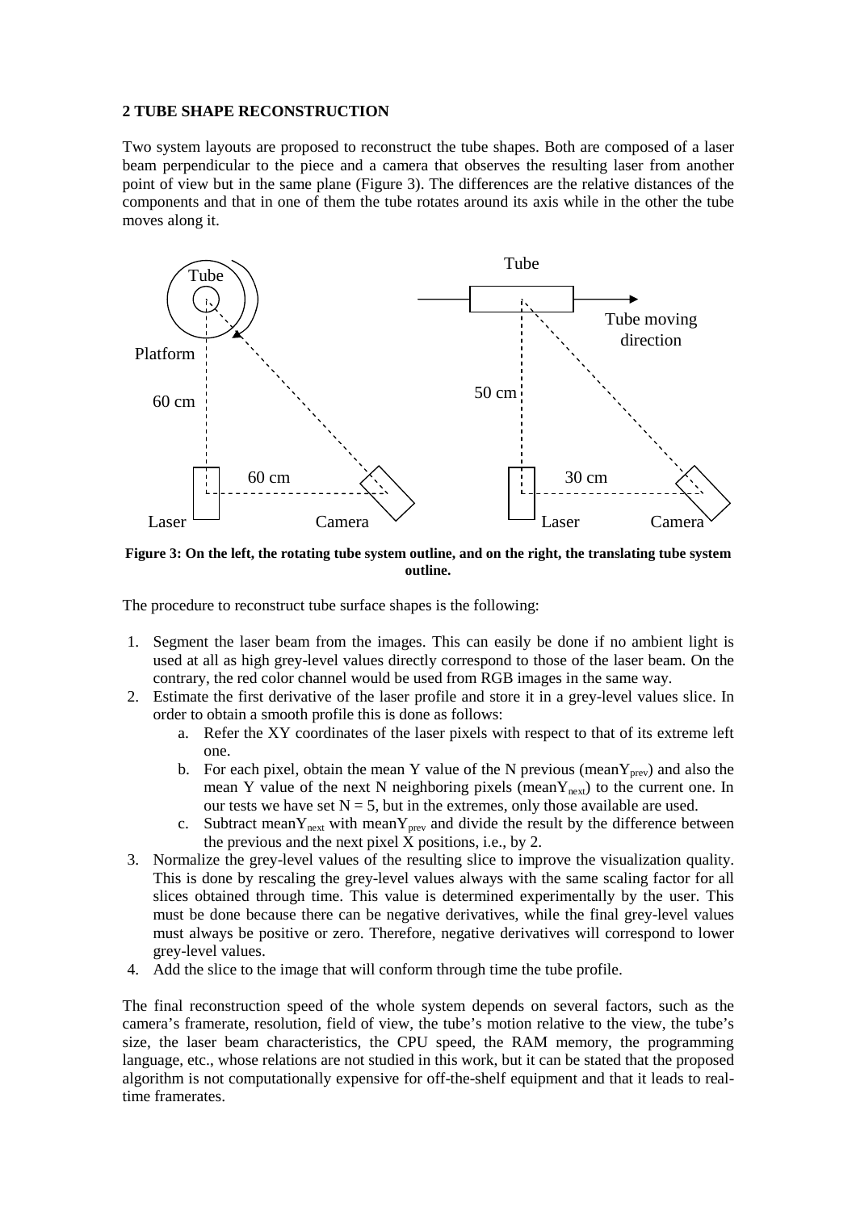## 2 TUBE SHAPE RECONSTRUCTION

Two system layouts are proposed to reconstruct the tube shapes. Both are composed of a laser beam perpendicular to the piece and a camera that observes the resulting laser from another point of view but in the same plane (Figure 3). The differences are the relative distances of the components and that in one of them the tube rotates around its axis while in the other the tube moves along it.

**Figure 3: On the left, the rotating tube system outline, and on the right, the translating tube system outline.**

The procedure to reconstruct tube surface shapes is the following:

1. Segment the laser beam from the images. This can easily be done if no ambient light is used at all as high grey-level values directly correspond to those of the laser beam. On the contrary, the red color channel would be used from RGB images in the same way.
2. Estimate the first derivative of the laser profile and store it in a grey-level values slice. In order to obtain a smooth profile this is done as follows:
    a. Refer the XY coordinates of the laser pixels with respect to that of its extreme left one.
    b. For each pixel, obtain the mean Y value of the N previous ($meanY_{prev}$) and also the mean Y value of the next N neighboring pixels ($meanY_{next}$) to the current one. In our tests we have set $N = 5$, but in the extremes, only those available are used.
    c. Subtract $meanY_{next}$ with $meanY_{prev}$ and divide the result by the difference between the previous and the next pixel X positions, i.e., by 2.
3. Normalize the grey-level values of the resulting slice to improve the visualization quality. This is done by rescaling the grey-level values always with the same scaling factor for all slices obtained through time. This value is determined experimentally by the user. This must be done because there can be negative derivatives, while the final grey-level values must always be positive or zero. Therefore, negative derivatives will correspond to lower grey-level values.
4. Add the slice to the image that will conform through time the tube profile.

The final reconstruction speed of the whole system depends on several factors, such as the camera's framerate, resolution, field of view, the tube's motion relative to the view, the tube's size, the laser beam characteristics, the CPU speed, the RAM memory, the programming language, etc., whose relations are not studied in this work, but it can be stated that the proposed algorithm is not computationally expensive for off-the-shelf equipment and that it leads to real-time framerates.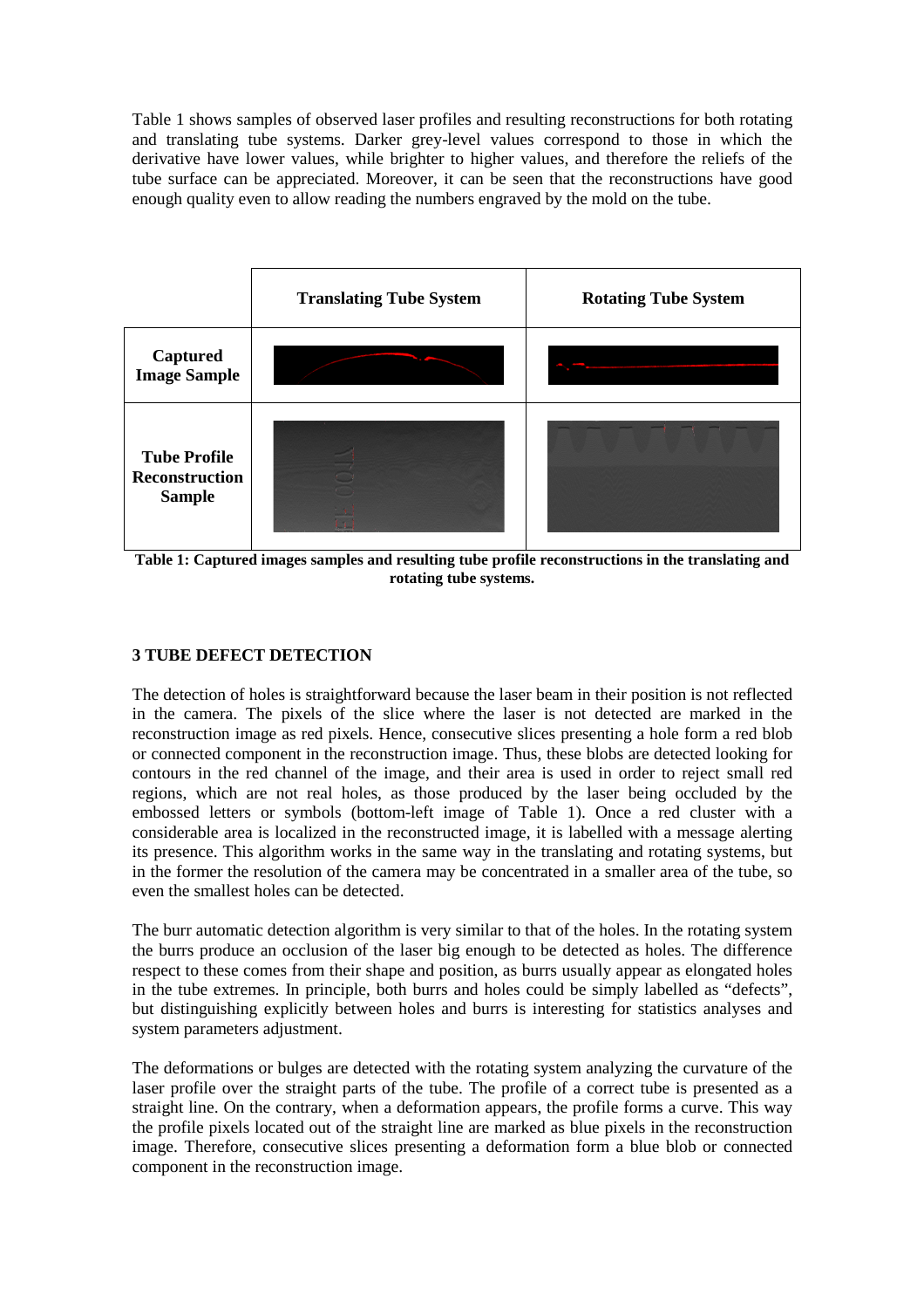Table 1 shows samples of observed laser profiles and resulting reconstructions for both rotating and translating tube systems. Darker grey-level values correspond to those in which the derivative have lower values, while brighter to higher values, and therefore the reliefs of the tube surface can be appreciated. Moreover, it can be seen that the reconstructions have good enough quality even to allow reading the numbers engraved by the mold on the tube.

| | **Translating Tube System** | **Rotating Tube System** |
|---|---|---|
| **Captured Image Sample** | | |
| **Tube Profile Reconstruction Sample** | | |

**Table 1: Captured images samples and resulting tube profile reconstructions in the translating and rotating tube systems.**

## 3 TUBE DEFECT DETECTION

The detection of holes is straightforward because the laser beam in their position is not reflected in the camera. The pixels of the slice where the laser is not detected are marked in the reconstruction image as red pixels. Hence, consecutive slices presenting a hole form a red blob or connected component in the reconstruction image. Thus, these blobs are detected looking for contours in the red channel of the image, and their area is used in order to reject small red regions, which are not real holes, as those produced by the laser being occluded by the embossed letters or symbols (bottom-left image of Table 1). Once a red cluster with a considerable area is localized in the reconstructed image, it is labelled with a message alerting its presence. This algorithm works in the same way in the translating and rotating systems, but in the former the resolution of the camera may be concentrated in a smaller area of the tube, so even the smallest holes can be detected.

The burr automatic detection algorithm is very similar to that of the holes. In the rotating system the burrs produce an occlusion of the laser big enough to be detected as holes. The difference respect to these comes from their shape and position, as burrs usually appear as elongated holes in the tube extremes. In principle, both burrs and holes could be simply labelled as "defects", but distinguishing explicitly between holes and burrs is interesting for statistics analyses and system parameters adjustment.

The deformations or bulges are detected with the rotating system analyzing the curvature of the laser profile over the straight parts of the tube. The profile of a correct tube is presented as a straight line. On the contrary, when a deformation appears, the profile forms a curve. This way the profile pixels located out of the straight line are marked as blue pixels in the reconstruction image. Therefore, consecutive slices presenting a deformation form a blue blob or connected component in the reconstruction image.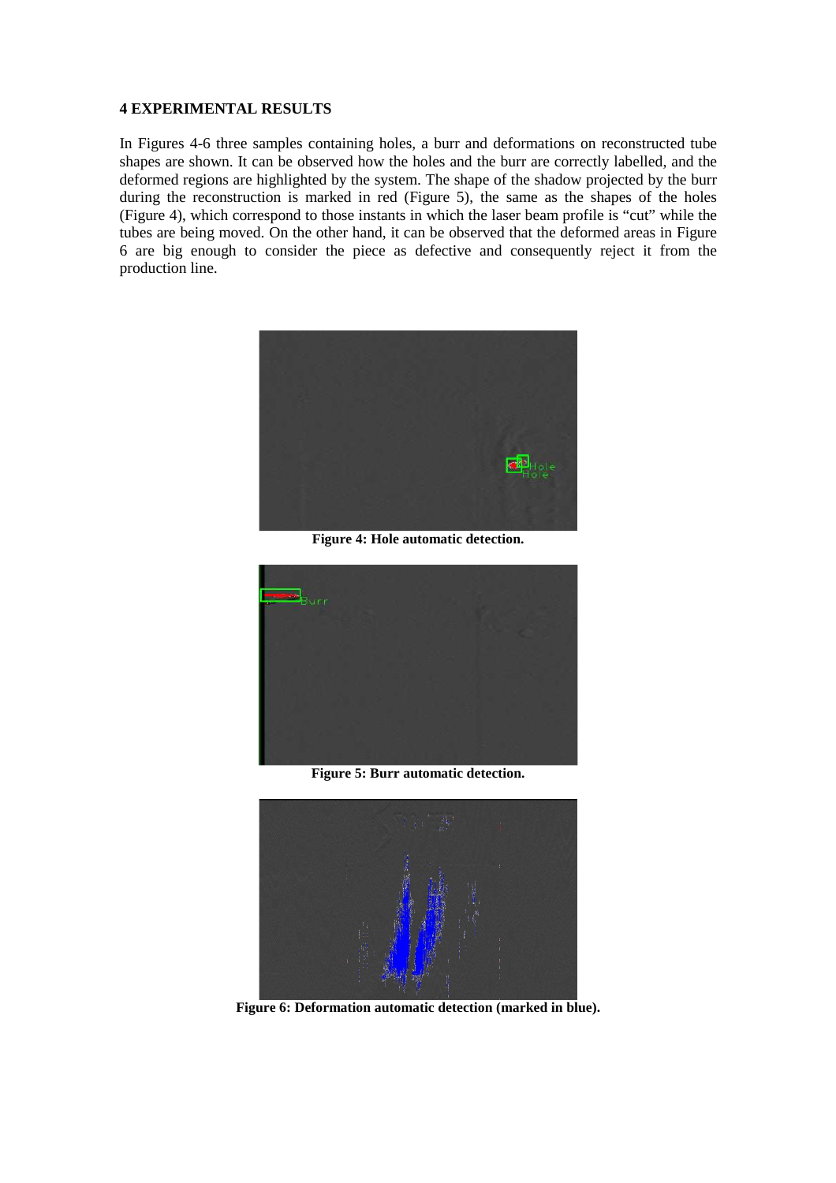## 4 EXPERIMENTAL RESULTS

In Figures 4-6 three samples containing holes, a burr and deformations on reconstructed tube shapes are shown. It can be observed how the holes and the burr are correctly labelled, and the deformed regions are highlighted by the system. The shape of the shadow projected by the burr during the reconstruction is marked in red (Figure 5), the same as the shapes of the holes (Figure 4), which correspond to those instants in which the laser beam profile is "cut" while the tubes are being moved. On the other hand, it can be observed that the deformed areas in Figure 6 are big enough to consider the piece as defective and consequently reject it from the production line.

**Figure 4: Hole automatic detection.**

**Figure 5: Burr automatic detection.**

**Figure 6: Deformation automatic detection (marked in blue).**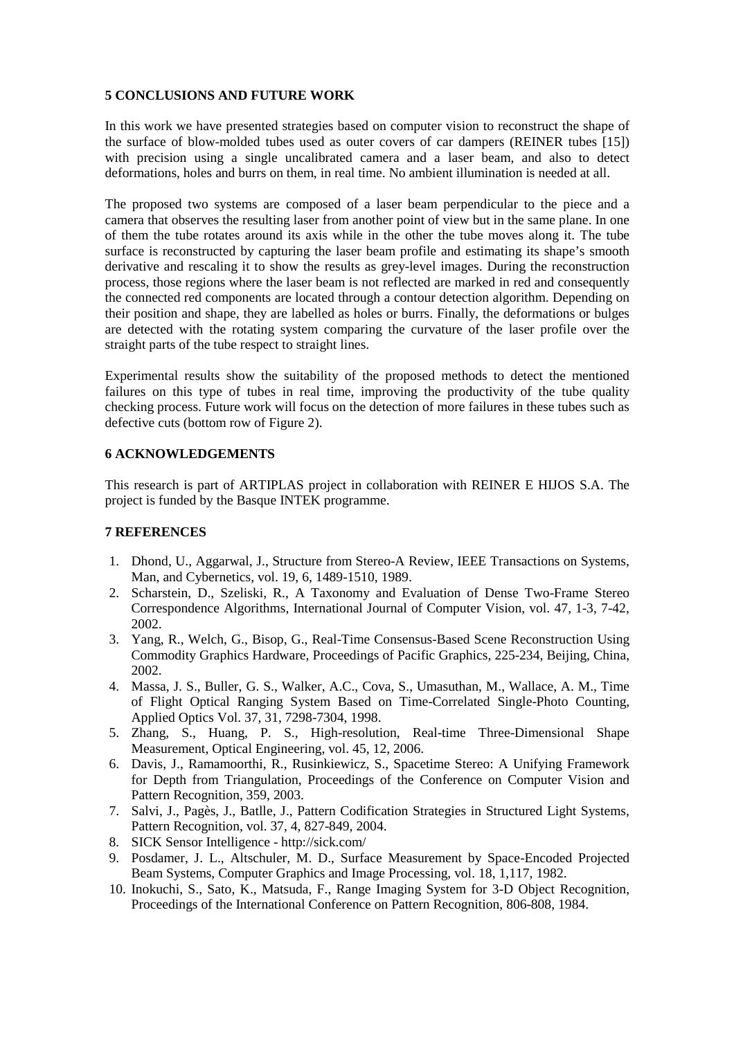## 5 CONCLUSIONS AND FUTURE WORK

In this work we have presented strategies based on computer vision to reconstruct the shape of the surface of blow-molded tubes used as outer covers of car dampers (REINER tubes [15]) with precision using a single uncalibrated camera and a laser beam, and also to detect deformations, holes and burrs on them, in real time. No ambient illumination is needed at all.

The proposed two systems are composed of a laser beam perpendicular to the piece and a camera that observes the resulting laser from another point of view but in the same plane. In one of them the tube rotates around its axis while in the other the tube moves along it. The tube surface is reconstructed by capturing the laser beam profile and estimating its shape's smooth derivative and rescaling it to show the results as grey-level images. During the reconstruction process, those regions where the laser beam is not reflected are marked in red and consequently the connected red components are located through a contour detection algorithm. Depending on their position and shape, they are labelled as holes or burrs. Finally, the deformations or bulges are detected with the rotating system comparing the curvature of the laser profile over the straight parts of the tube respect to straight lines.

Experimental results show the suitability of the proposed methods to detect the mentioned failures on this type of tubes in real time, improving the productivity of the tube quality checking process. Future work will focus on the detection of more failures in these tubes such as defective cuts (bottom row of Figure 2).

## 6 ACKNOWLEDGEMENTS

This research is part of ARTIPLAS project in collaboration with REINER E HIJOS S.A. The project is funded by the Basque INTEK programme.

## 7 REFERENCES

1. Dhond, U., Aggarwal, J., Structure from Stereo-A Review, IEEE Transactions on Systems, Man, and Cybernetics, vol. 19, 6, 1489-1510, 1989.
2. Scharstein, D., Szeliski, R., A Taxonomy and Evaluation of Dense Two-Frame Stereo Correspondence Algorithms, International Journal of Computer Vision, vol. 47, 1-3, 7-42, 2002.
3. Yang, R., Welch, G., Bisop, G., Real-Time Consensus-Based Scene Reconstruction Using Commodity Graphics Hardware, Proceedings of Pacific Graphics, 225-234, Beijing, China, 2002.
4. Massa, J. S., Buller, G. S., Walker, A.C., Cova, S., Umasuthan, M., Wallace, A. M., Time of Flight Optical Ranging System Based on Time-Correlated Single-Photo Counting, Applied Optics Vol. 37, 31, 7298-7304, 1998.
5. Zhang, S., Huang, P. S., High-resolution, Real-time Three-Dimensional Shape Measurement, Optical Engineering, vol. 45, 12, 2006.
6. Davis, J., Ramamoorthi, R., Rusinkiewicz, S., Spacetime Stereo: A Unifying Framework for Depth from Triangulation, Proceedings of the Conference on Computer Vision and Pattern Recognition, 359, 2003.
7. Salvi, J., Pagès, J., Batlle, J., Pattern Codification Strategies in Structured Light Systems, Pattern Recognition, vol. 37, 4, 827-849, 2004.
8. SICK Sensor Intelligence - http://sick.com/
9. Posdamer, J. L., Altschuler, M. D., Surface Measurement by Space-Encoded Projected Beam Systems, Computer Graphics and Image Processing, vol. 18, 1,117, 1982.
10. Inokuchi, S., Sato, K., Matsuda, F., Range Imaging System for 3-D Object Recognition, Proceedings of the International Conference on Pattern Recognition, 806-808, 1984.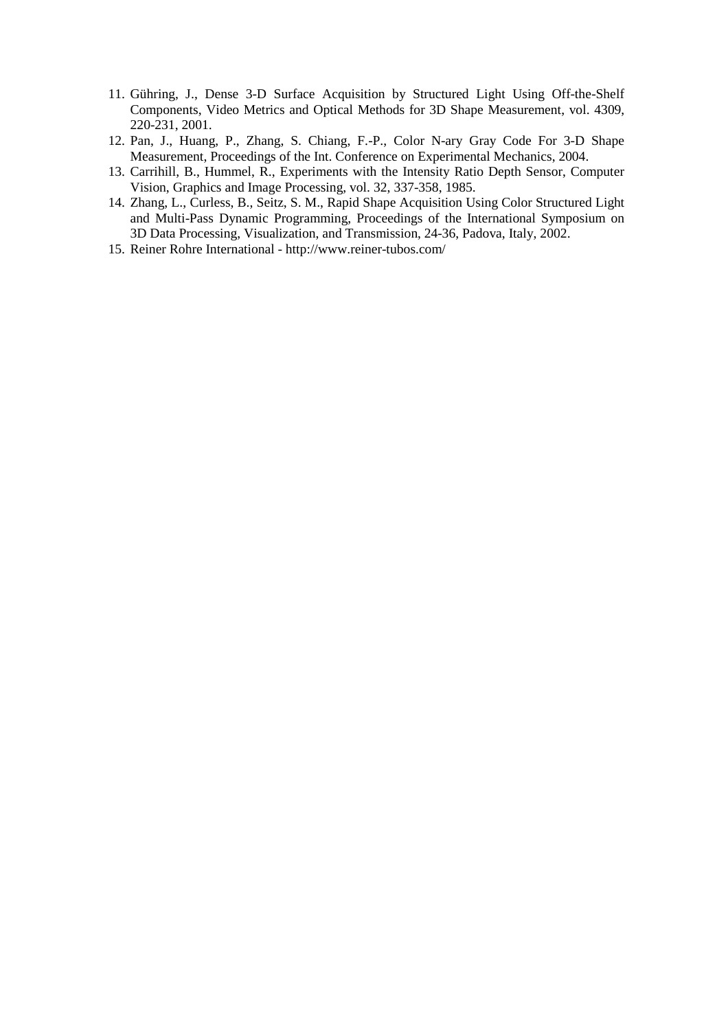11. Gühring, J., Dense 3-D Surface Acquisition by Structured Light Using Off-the-Shelf Components, Video Metrics and Optical Methods for 3D Shape Measurement, vol. 4309, 220-231, 2001.
12. Pan, J., Huang, P., Zhang, S. Chiang, F.-P., Color N-ary Gray Code For 3-D Shape Measurement, Proceedings of the Int. Conference on Experimental Mechanics, 2004.
13. Carrihill, B., Hummel, R., Experiments with the Intensity Ratio Depth Sensor, Computer Vision, Graphics and Image Processing, vol. 32, 337-358, 1985.
14. Zhang, L., Curless, B., Seitz, S. M., Rapid Shape Acquisition Using Color Structured Light and Multi-Pass Dynamic Programming, Proceedings of the International Symposium on 3D Data Processing, Visualization, and Transmission, 24-36, Padova, Italy, 2002.
15. Reiner Rohre International - http://www.reiner-tubos.com/